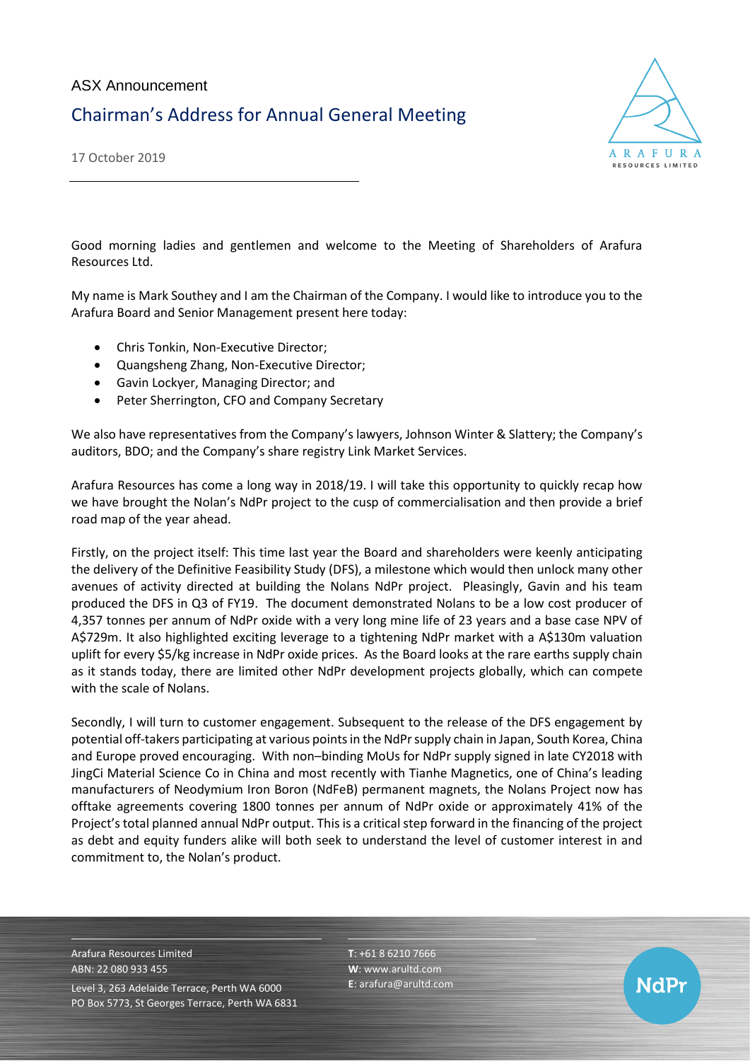ASX Announcement

# Chairman's Address for Annual General Meeting

17 October 2019

Good morning ladies and gentlemen and welcome to the Meeting of Shareholders of Arafura Resources Ltd.

My name is Mark Southey and I am the Chairman of the Company. I would like to introduce you to the Arafura Board and Senior Management present here today:

- Chris Tonkin, Non-Executive Director;
- Quangsheng Zhang, Non-Executive Director;
- Gavin Lockyer, Managing Director; and
- Peter Sherrington, CFO and Company Secretary

We also have representatives from the Company's lawyers, Johnson Winter & Slattery; the Company's auditors, BDO; and the Company's share registry Link Market Services.

Arafura Resources has come a long way in 2018/19. I will take this opportunity to quickly recap how we have brought the Nolan's NdPr project to the cusp of commercialisation and then provide a brief road map of the year ahead.

Firstly, on the project itself: This time last year the Board and shareholders were keenly anticipating the delivery of the Definitive Feasibility Study (DFS), a milestone which would then unlock many other avenues of activity directed at building the Nolans NdPr project. Pleasingly, Gavin and his team produced the DFS in Q3 of FY19. The document demonstrated Nolans to be a low cost producer of 4,357 tonnes per annum of NdPr oxide with a very long mine life of 23 years and a base case NPV of A$729m. It also highlighted exciting leverage to a tightening NdPr market with a A$130m valuation uplift for every $5/kg increase in NdPr oxide prices. As the Board looks at the rare earths supply chain as it stands today, there are limited other NdPr development projects globally, which can compete with the scale of Nolans.

Secondly, I will turn to customer engagement. Subsequent to the release of the DFS engagement by potential off-takers participating at various points in the NdPr supply chain in Japan, South Korea, China and Europe proved encouraging. With non–binding MoUs for NdPr supply signed in late CY2018 with JingCi Material Science Co in China and most recently with Tianhe Magnetics, one of China's leading manufacturers of Neodymium Iron Boron (NdFeB) permanent magnets, the Nolans Project now has offtake agreements covering 1800 tonnes per annum of NdPr oxide or approximately 41% of the Project's total planned annual NdPr output. This is a critical step forward in the financing of the project as debt and equity funders alike will both seek to understand the level of customer interest in and commitment to, the Nolan's product.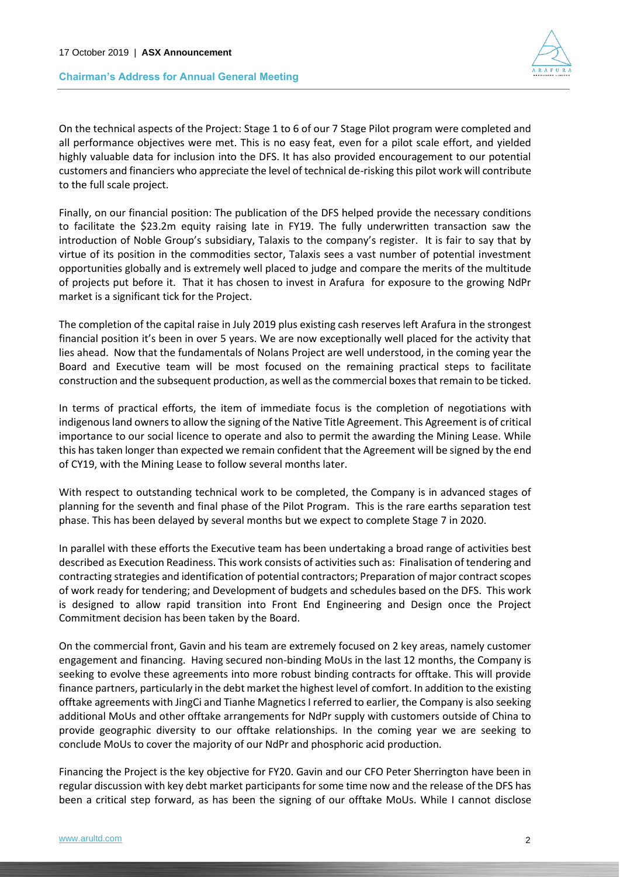On the technical aspects of the Project: Stage 1 to 6 of our 7 Stage Pilot program were completed and all performance objectives were met. This is no easy feat, even for a pilot scale effort, and yielded highly valuable data for inclusion into the DFS. It has also provided encouragement to our potential customers and financiers who appreciate the level of technical de-risking this pilot work will contribute to the full scale project.

Finally, on our financial position: The publication of the DFS helped provide the necessary conditions to facilitate the \$23.2m equity raising late in FY19. The fully underwritten transaction saw the introduction of Noble Group's subsidiary, Talaxis to the company's register. It is fair to say that by virtue of its position in the commodities sector, Talaxis sees a vast number of potential investment opportunities globally and is extremely well placed to judge and compare the merits of the multitude of projects put before it. That it has chosen to invest in Arafura for exposure to the growing NdPr market is a significant tick for the Project.

The completion of the capital raise in July 2019 plus existing cash reserves left Arafura in the strongest financial position it's been in over 5 years. We are now exceptionally well placed for the activity that lies ahead. Now that the fundamentals of Nolans Project are well understood, in the coming year the Board and Executive team will be most focused on the remaining practical steps to facilitate construction and the subsequent production, as well as the commercial boxes that remain to be ticked.

In terms of practical efforts, the item of immediate focus is the completion of negotiations with indigenous land owners to allow the signing of the Native Title Agreement. This Agreement is of critical importance to our social licence to operate and also to permit the awarding the Mining Lease. While this has taken longer than expected we remain confident that the Agreement will be signed by the end of CY19, with the Mining Lease to follow several months later.

With respect to outstanding technical work to be completed, the Company is in advanced stages of planning for the seventh and final phase of the Pilot Program. This is the rare earths separation test phase. This has been delayed by several months but we expect to complete Stage 7 in 2020.

In parallel with these efforts the Executive team has been undertaking a broad range of activities best described as Execution Readiness. This work consists of activities such as: Finalisation of tendering and contracting strategies and identification of potential contractors; Preparation of major contract scopes of work ready for tendering; and Development of budgets and schedules based on the DFS. This work is designed to allow rapid transition into Front End Engineering and Design once the Project Commitment decision has been taken by the Board.

On the commercial front, Gavin and his team are extremely focused on 2 key areas, namely customer engagement and financing. Having secured non-binding MoUs in the last 12 months, the Company is seeking to evolve these agreements into more robust binding contracts for offtake. This will provide finance partners, particularly in the debt market the highest level of comfort. In addition to the existing offtake agreements with JingCi and Tianhe Magnetics I referred to earlier, the Company is also seeking additional MoUs and other offtake arrangements for NdPr supply with customers outside of China to provide geographic diversity to our offtake relationships. In the coming year we are seeking to conclude MoUs to cover the majority of our NdPr and phosphoric acid production.

Financing the Project is the key objective for FY20. Gavin and our CFO Peter Sherrington have been in regular discussion with key debt market participants for some time now and the release of the DFS has been a critical step forward, as has been the signing of our offtake MoUs. While I cannot disclose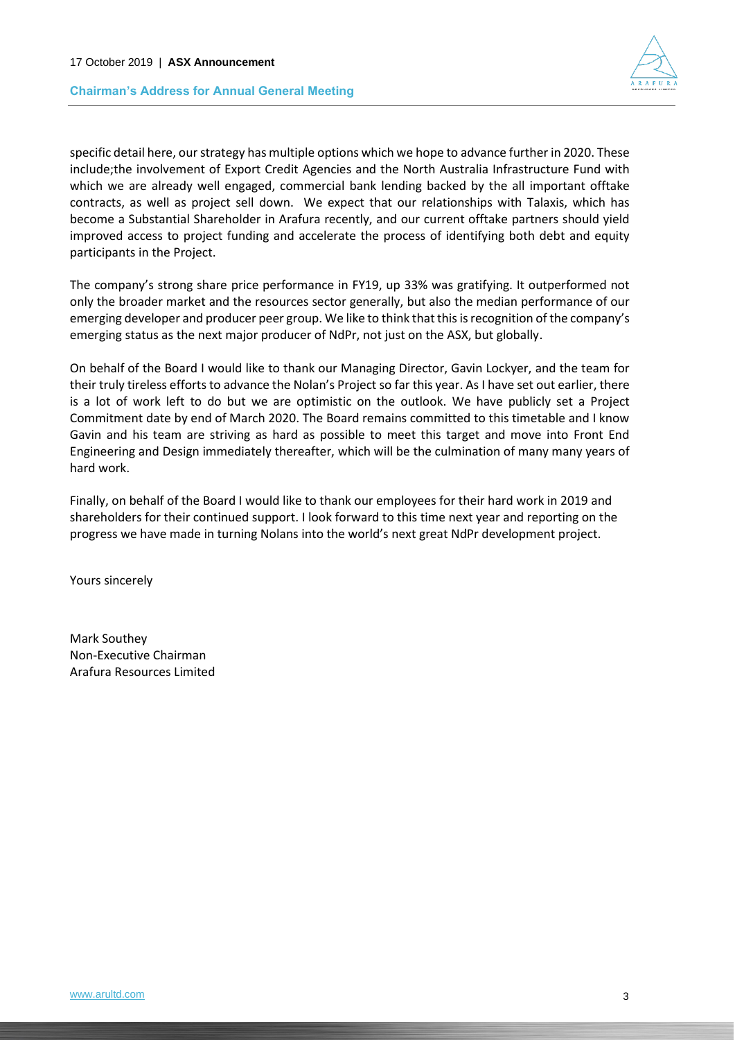specific detail here, our strategy has multiple options which we hope to advance further in 2020. These include;the involvement of Export Credit Agencies and the North Australia Infrastructure Fund with which we are already well engaged, commercial bank lending backed by the all important offtake contracts, as well as project sell down. We expect that our relationships with Talaxis, which has become a Substantial Shareholder in Arafura recently, and our current offtake partners should yield improved access to project funding and accelerate the process of identifying both debt and equity participants in the Project.

The company's strong share price performance in FY19, up 33% was gratifying. It outperformed not only the broader market and the resources sector generally, but also the median performance of our emerging developer and producer peer group. We like to think that this is recognition of the company's emerging status as the next major producer of NdPr, not just on the ASX, but globally.

On behalf of the Board I would like to thank our Managing Director, Gavin Lockyer, and the team for their truly tireless efforts to advance the Nolan's Project so far this year. As I have set out earlier, there is a lot of work left to do but we are optimistic on the outlook. We have publicly set a Project Commitment date by end of March 2020. The Board remains committed to this timetable and I know Gavin and his team are striving as hard as possible to meet this target and move into Front End Engineering and Design immediately thereafter, which will be the culmination of many many years of hard work.

Finally, on behalf of the Board I would like to thank our employees for their hard work in 2019 and shareholders for their continued support. I look forward to this time next year and reporting on the progress we have made in turning Nolans into the world's next great NdPr development project.

Yours sincerely

Mark Southey
Non-Executive Chairman
Arafura Resources Limited